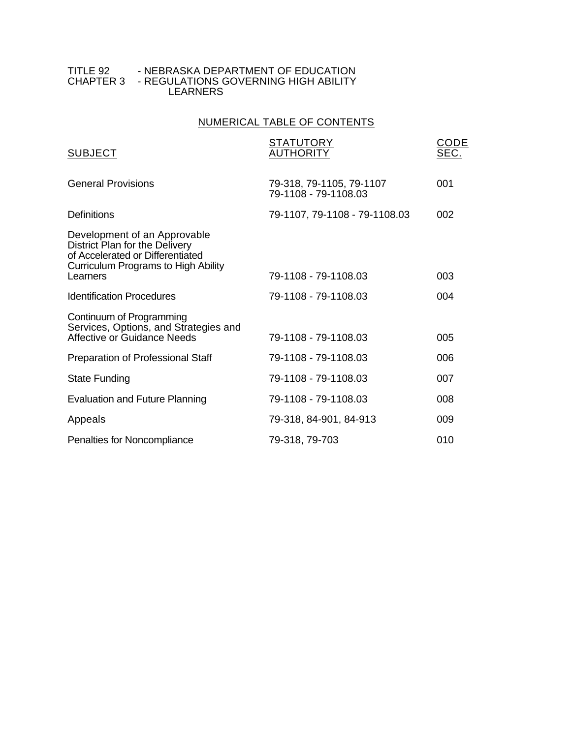TITLE 92 - NEBRASKA DEPARTMENT OF EDUCATION
CHAPTER 3 - REGULATIONS GOVERNING HIGH ABILITY LEARNERS

## NUMERICAL TABLE OF CONTENTS

| SUBJECT | STATUTORY AUTHORITY | CODE SEC. |
|---|---|---|
| General Provisions | 79-318, 79-1105, 79-1107 79-1108 - 79-1108.03 | 001 |
| Definitions | 79-1107, 79-1108 - 79-1108.03 | 002 |
| Development of an Approvable District Plan for the Delivery of Accelerated or Differentiated Curriculum Programs to High Ability Learners | 79-1108 - 79-1108.03 | 003 |
| Identification Procedures | 79-1108 - 79-1108.03 | 004 |
| Continuum of Programming Services, Options, and Strategies and Affective or Guidance Needs | 79-1108 - 79-1108.03 | 005 |
| Preparation of Professional Staff | 79-1108 - 79-1108.03 | 006 |
| State Funding | 79-1108 - 79-1108.03 | 007 |
| Evaluation and Future Planning | 79-1108 - 79-1108.03 | 008 |
| Appeals | 79-318, 84-901, 84-913 | 009 |
| Penalties for Noncompliance | 79-318, 79-703 | 010 |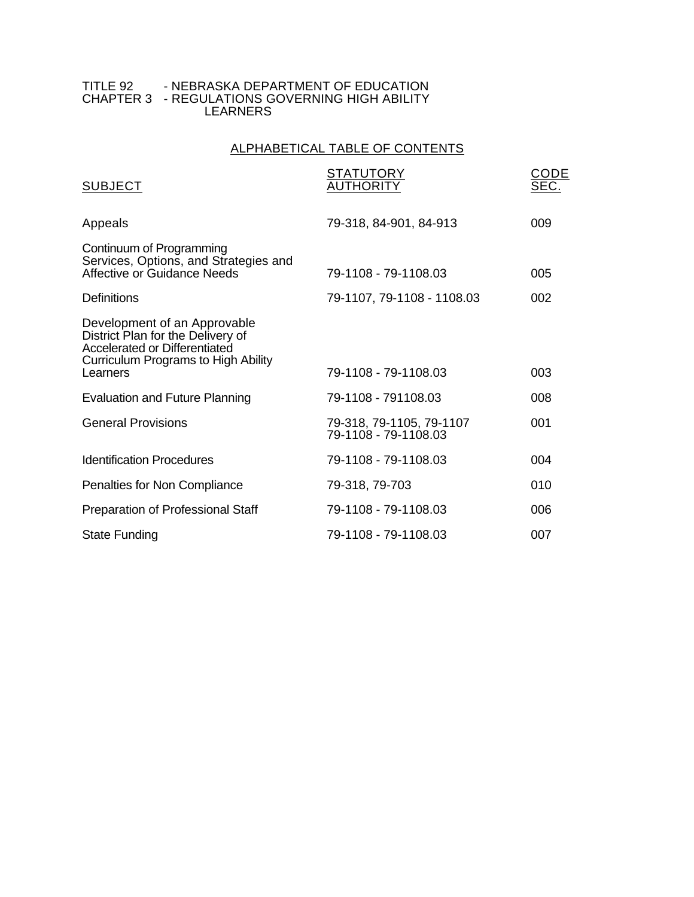TITLE 92 - NEBRASKA DEPARTMENT OF EDUCATION
CHAPTER 3 - REGULATIONS GOVERNING HIGH ABILITY LEARNERS

## ALPHABETICAL TABLE OF CONTENTS

| SUBJECT | STATUTORY AUTHORITY | CODE SEC. |
|---|---|---|
| Appeals | 79-318, 84-901, 84-913 | 009 |
| Continuum of Programming Services, Options, and Strategies and Affective or Guidance Needs | 79-1108 - 79-1108.03 | 005 |
| Definitions | 79-1107, 79-1108 - 1108.03 | 002 |
| Development of an Approvable District Plan for the Delivery of Accelerated or Differentiated Curriculum Programs to High Ability Learners | 79-1108 - 79-1108.03 | 003 |
| Evaluation and Future Planning | 79-1108 - 791108.03 | 008 |
| General Provisions | 79-318, 79-1105, 79-1107 79-1108 - 79-1108.03 | 001 |
| Identification Procedures | 79-1108 - 79-1108.03 | 004 |
| Penalties for Non Compliance | 79-318, 79-703 | 010 |
| Preparation of Professional Staff | 79-1108 - 79-1108.03 | 006 |
| State Funding | 79-1108 - 79-1108.03 | 007 |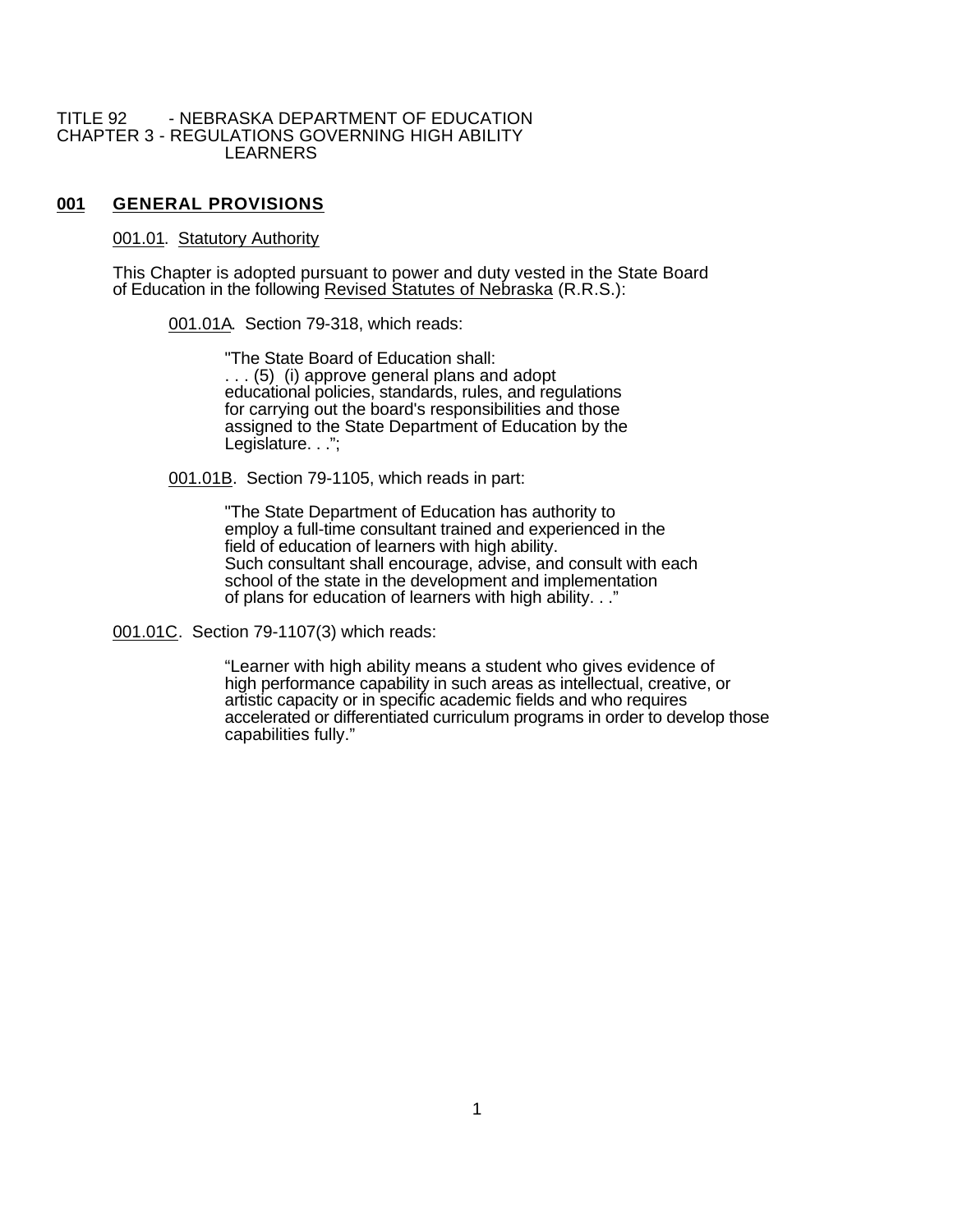TITLE 92 - NEBRASKA DEPARTMENT OF EDUCATION
CHAPTER 3 - REGULATIONS GOVERNING HIGH ABILITY LEARNERS

## 001 GENERAL PROVISIONS

001.01. Statutory Authority

This Chapter is adopted pursuant to power and duty vested in the State Board of Education in the following Revised Statutes of Nebraska (R.R.S.):

001.01A. Section 79-318, which reads:

> "The State Board of Education shall:
> . . . (5) (i) approve general plans and adopt educational policies, standards, rules, and regulations for carrying out the board's responsibilities and those assigned to the State Department of Education by the Legislature. . .";

001.01B. Section 79-1105, which reads in part:

> "The State Department of Education has authority to employ a full-time consultant trained and experienced in the field of education of learners with high ability. Such consultant shall encourage, advise, and consult with each school of the state in the development and implementation of plans for education of learners with high ability. . ."

001.01C. Section 79-1107(3) which reads:

> "Learner with high ability means a student who gives evidence of high performance capability in such areas as intellectual, creative, or artistic capacity or in specific academic fields and who requires accelerated or differentiated curriculum programs in order to develop those capabilities fully."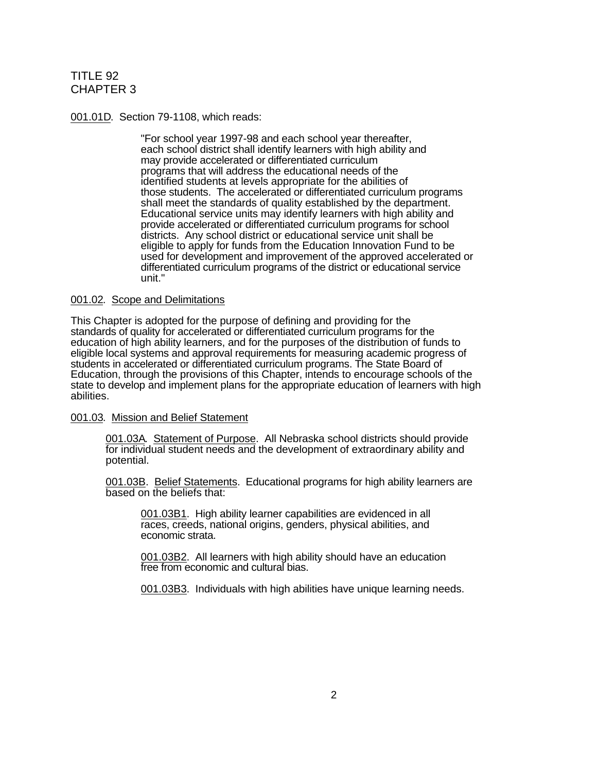TITLE 92
CHAPTER 3

<u>001.01D</u>. Section 79-1108, which reads:

> "For school year 1997-98 and each school year thereafter, each school district shall identify learners with high ability and may provide accelerated or differentiated curriculum programs that will address the educational needs of the identified students at levels appropriate for the abilities of those students. The accelerated or differentiated curriculum programs shall meet the standards of quality established by the department. Educational service units may identify learners with high ability and provide accelerated or differentiated curriculum programs for school districts. Any school district or educational service unit shall be eligible to apply for funds from the Education Innovation Fund to be used for development and improvement of the approved accelerated or differentiated curriculum programs of the district or educational service unit."

<u>001.02</u>. <u>Scope and Delimitations</u>

This Chapter is adopted for the purpose of defining and providing for the standards of quality for accelerated or differentiated curriculum programs for the education of high ability learners, and for the purposes of the distribution of funds to eligible local systems and approval requirements for measuring academic progress of students in accelerated or differentiated curriculum programs. The State Board of Education, through the provisions of this Chapter, intends to encourage schools of the state to develop and implement plans for the appropriate education of learners with high abilities.

<u>001.03</u>. <u>Mission and Belief Statement</u>

<u>001.03A</u>. <u>Statement of Purpose</u>. All Nebraska school districts should provide for individual student needs and the development of extraordinary ability and potential.

<u>001.03B</u>. <u>Belief Statements</u>. Educational programs for high ability learners are based on the beliefs that:

<u>001.03B1</u>. High ability learner capabilities are evidenced in all races, creeds, national origins, genders, physical abilities, and economic strata.

<u>001.03B2</u>. All learners with high ability should have an education free from economic and cultural bias.

<u>001.03B3</u>. Individuals with high abilities have unique learning needs.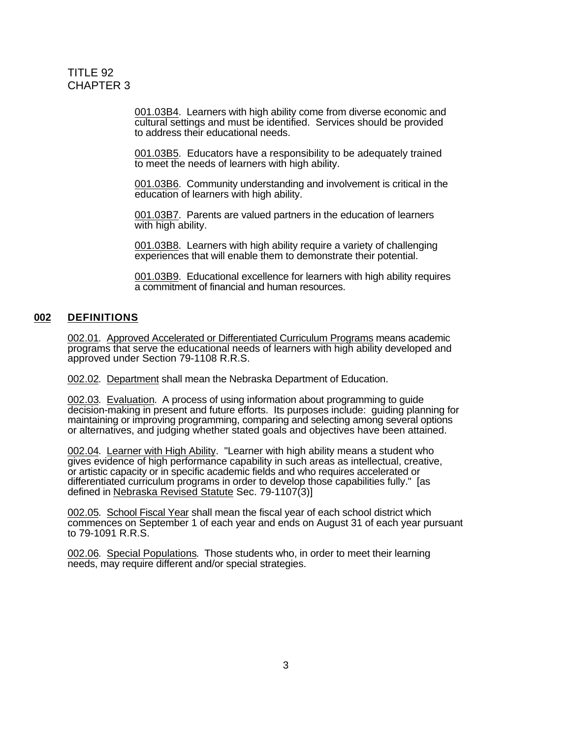001.03B4. Learners with high ability come from diverse economic and cultural settings and must be identified. Services should be provided to address their educational needs.

001.03B5. Educators have a responsibility to be adequately trained to meet the needs of learners with high ability.

001.03B6. Community understanding and involvement is critical in the education of learners with high ability.

001.03B7. Parents are valued partners in the education of learners with high ability.

001.03B8. Learners with high ability require a variety of challenging experiences that will enable them to demonstrate their potential.

001.03B9. Educational excellence for learners with high ability requires a commitment of financial and human resources.

## 002 DEFINITIONS

002.01. Approved Accelerated or Differentiated Curriculum Programs means academic programs that serve the educational needs of learners with high ability developed and approved under Section 79-1108 R.R.S.

002.02. Department shall mean the Nebraska Department of Education.

002.03. Evaluation. A process of using information about programming to guide decision-making in present and future efforts. Its purposes include: guiding planning for maintaining or improving programming, comparing and selecting among several options or alternatives, and judging whether stated goals and objectives have been attained.

002.04. Learner with High Ability. "Learner with high ability means a student who gives evidence of high performance capability in such areas as intellectual, creative, or artistic capacity or in specific academic fields and who requires accelerated or differentiated curriculum programs in order to develop those capabilities fully." [as defined in Nebraska Revised Statute Sec. 79-1107(3)]

002.05. School Fiscal Year shall mean the fiscal year of each school district which commences on September 1 of each year and ends on August 31 of each year pursuant to 79-1091 R.R.S.

002.06. Special Populations. Those students who, in order to meet their learning needs, may require different and/or special strategies.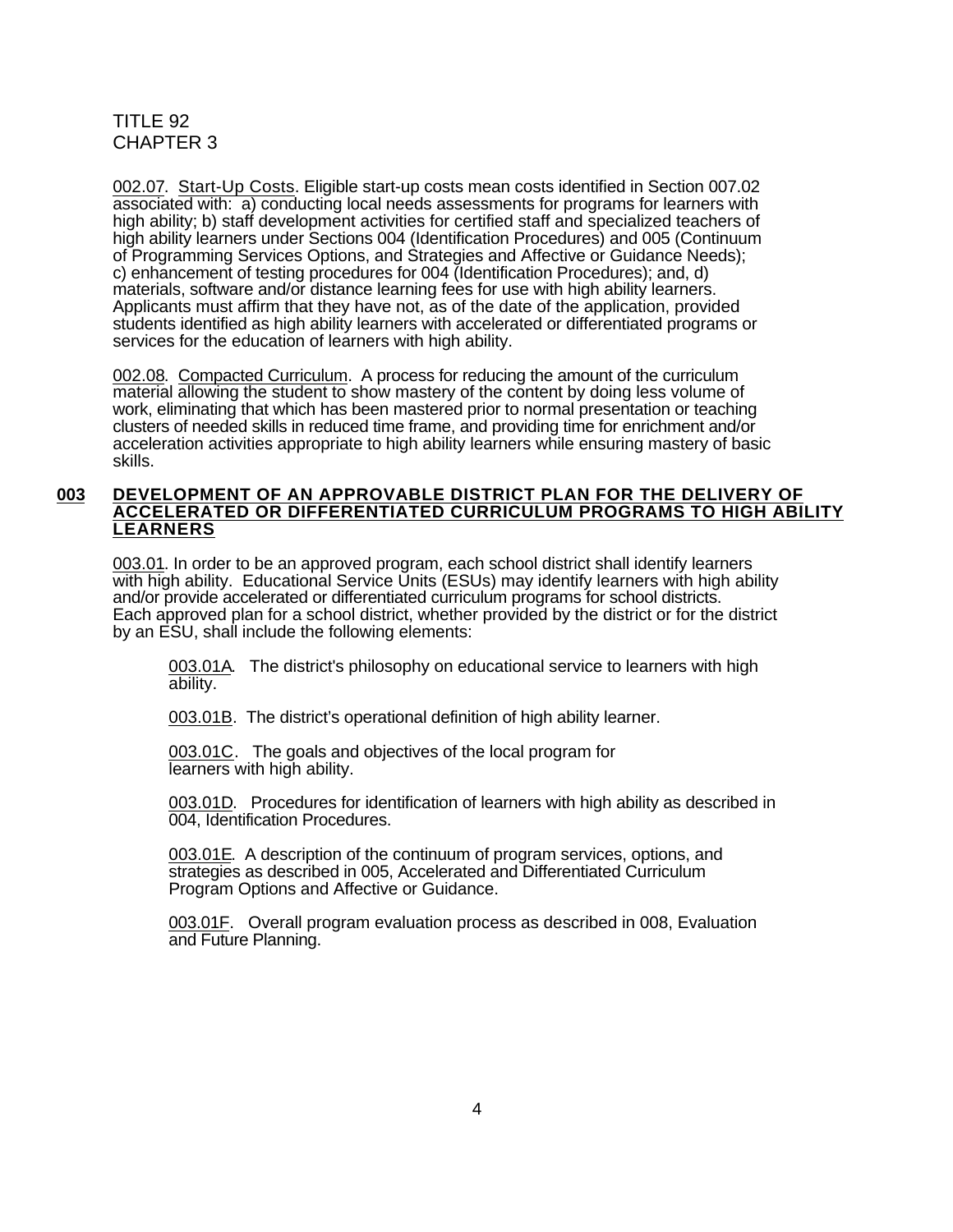TITLE 92
CHAPTER 3

002.07. Start-Up Costs. Eligible start-up costs mean costs identified in Section 007.02 associated with: a) conducting local needs assessments for programs for learners with high ability; b) staff development activities for certified staff and specialized teachers of high ability learners under Sections 004 (Identification Procedures) and 005 (Continuum of Programming Services Options, and Strategies and Affective or Guidance Needs); c) enhancement of testing procedures for 004 (Identification Procedures); and, d) materials, software and/or distance learning fees for use with high ability learners. Applicants must affirm that they have not, as of the date of the application, provided students identified as high ability learners with accelerated or differentiated programs or services for the education of learners with high ability.

002.08. Compacted Curriculum. A process for reducing the amount of the curriculum material allowing the student to show mastery of the content by doing less volume of work, eliminating that which has been mastered prior to normal presentation or teaching clusters of needed skills in reduced time frame, and providing time for enrichment and/or acceleration activities appropriate to high ability learners while ensuring mastery of basic skills.

## 003 DEVELOPMENT OF AN APPROVABLE DISTRICT PLAN FOR THE DELIVERY OF ACCELERATED OR DIFFERENTIATED CURRICULUM PROGRAMS TO HIGH ABILITY LEARNERS

003.01. In order to be an approved program, each school district shall identify learners with high ability. Educational Service Units (ESUs) may identify learners with high ability and/or provide accelerated or differentiated curriculum programs for school districts. Each approved plan for a school district, whether provided by the district or for the district by an ESU, shall include the following elements:

003.01A. The district's philosophy on educational service to learners with high ability.

003.01B. The district's operational definition of high ability learner.

003.01C. The goals and objectives of the local program for learners with high ability.

003.01D. Procedures for identification of learners with high ability as described in 004, Identification Procedures.

003.01E. A description of the continuum of program services, options, and strategies as described in 005, Accelerated and Differentiated Curriculum Program Options and Affective or Guidance.

003.01F. Overall program evaluation process as described in 008, Evaluation and Future Planning.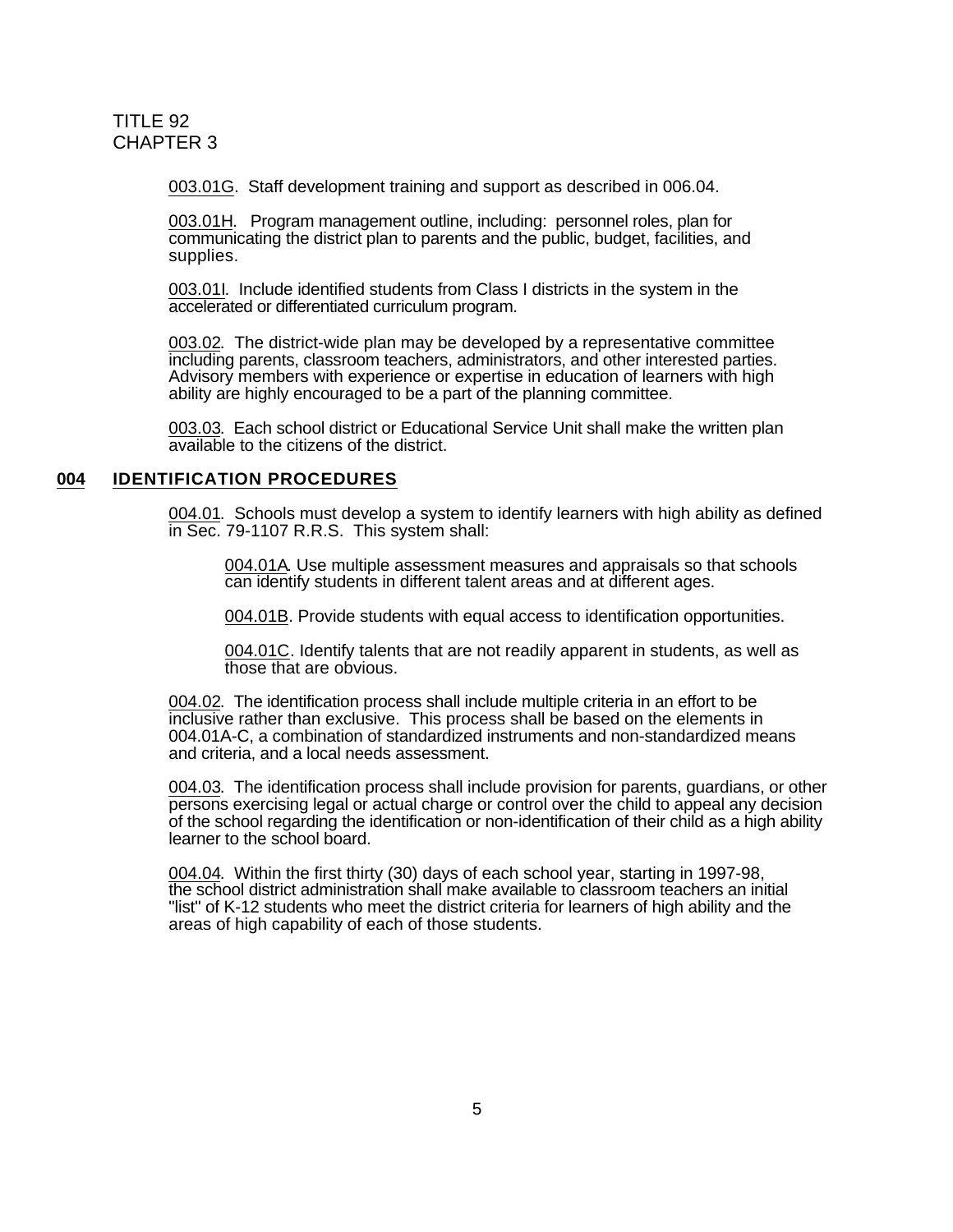003.01G. Staff development training and support as described in 006.04.

003.01H. Program management outline, including: personnel roles, plan for communicating the district plan to parents and the public, budget, facilities, and supplies.

003.01I. Include identified students from Class I districts in the system in the accelerated or differentiated curriculum program.

003.02. The district-wide plan may be developed by a representative committee including parents, classroom teachers, administrators, and other interested parties. Advisory members with experience or expertise in education of learners with high ability are highly encouraged to be a part of the planning committee.

003.03. Each school district or Educational Service Unit shall make the written plan available to the citizens of the district.

## 004 IDENTIFICATION PROCEDURES

004.01. Schools must develop a system to identify learners with high ability as defined in Sec. 79-1107 R.R.S. This system shall:

004.01A. Use multiple assessment measures and appraisals so that schools can identify students in different talent areas and at different ages.

004.01B. Provide students with equal access to identification opportunities.

004.01C. Identify talents that are not readily apparent in students, as well as those that are obvious.

004.02. The identification process shall include multiple criteria in an effort to be inclusive rather than exclusive. This process shall be based on the elements in 004.01A-C, a combination of standardized instruments and non-standardized means and criteria, and a local needs assessment.

004.03. The identification process shall include provision for parents, guardians, or other persons exercising legal or actual charge or control over the child to appeal any decision of the school regarding the identification or non-identification of their child as a high ability learner to the school board.

004.04. Within the first thirty (30) days of each school year, starting in 1997-98, the school district administration shall make available to classroom teachers an initial "list" of K-12 students who meet the district criteria for learners of high ability and the areas of high capability of each of those students.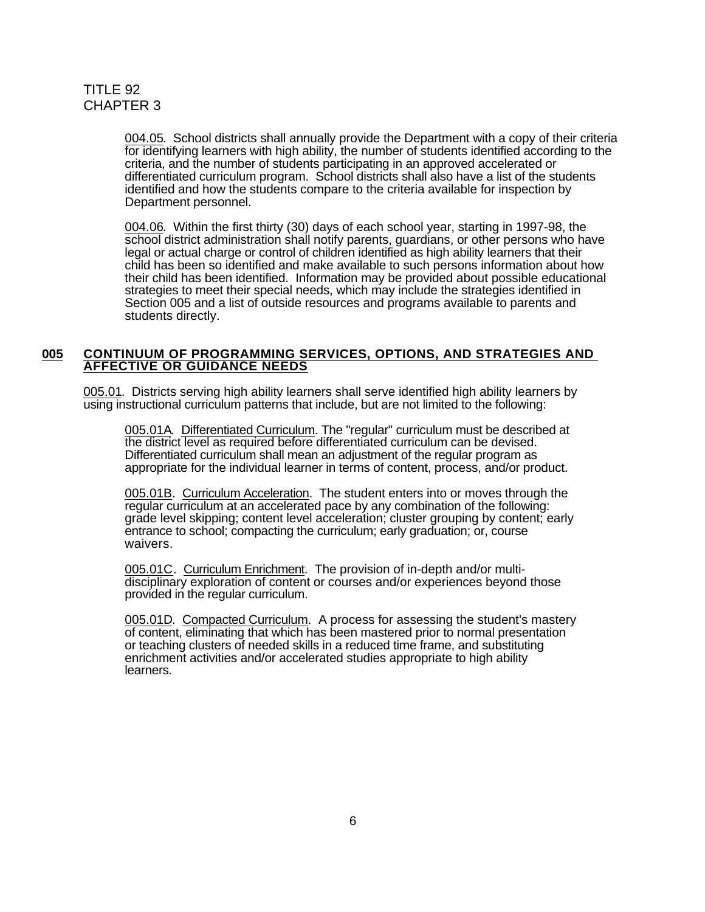004.05. School districts shall annually provide the Department with a copy of their criteria for identifying learners with high ability, the number of students identified according to the criteria, and the number of students participating in an approved accelerated or differentiated curriculum program. School districts shall also have a list of the students identified and how the students compare to the criteria available for inspection by Department personnel.

004.06. Within the first thirty (30) days of each school year, starting in 1997-98, the school district administration shall notify parents, guardians, or other persons who have legal or actual charge or control of children identified as high ability learners that their child has been so identified and make available to such persons information about how their child has been identified. Information may be provided about possible educational strategies to meet their special needs, which may include the strategies identified in Section 005 and a list of outside resources and programs available to parents and students directly.

## 005 CONTINUUM OF PROGRAMMING SERVICES, OPTIONS, AND STRATEGIES AND AFFECTIVE OR GUIDANCE NEEDS

005.01. Districts serving high ability learners shall serve identified high ability learners by using instructional curriculum patterns that include, but are not limited to the following:

005.01A. Differentiated Curriculum. The "regular" curriculum must be described at the district level as required before differentiated curriculum can be devised. Differentiated curriculum shall mean an adjustment of the regular program as appropriate for the individual learner in terms of content, process, and/or product.

005.01B. Curriculum Acceleration. The student enters into or moves through the regular curriculum at an accelerated pace by any combination of the following: grade level skipping; content level acceleration; cluster grouping by content; early entrance to school; compacting the curriculum; early graduation; or, course waivers.

005.01C. Curriculum Enrichment. The provision of in-depth and/or multi-disciplinary exploration of content or courses and/or experiences beyond those provided in the regular curriculum.

005.01D. Compacted Curriculum. A process for assessing the student's mastery of content, eliminating that which has been mastered prior to normal presentation or teaching clusters of needed skills in a reduced time frame, and substituting enrichment activities and/or accelerated studies appropriate to high ability learners.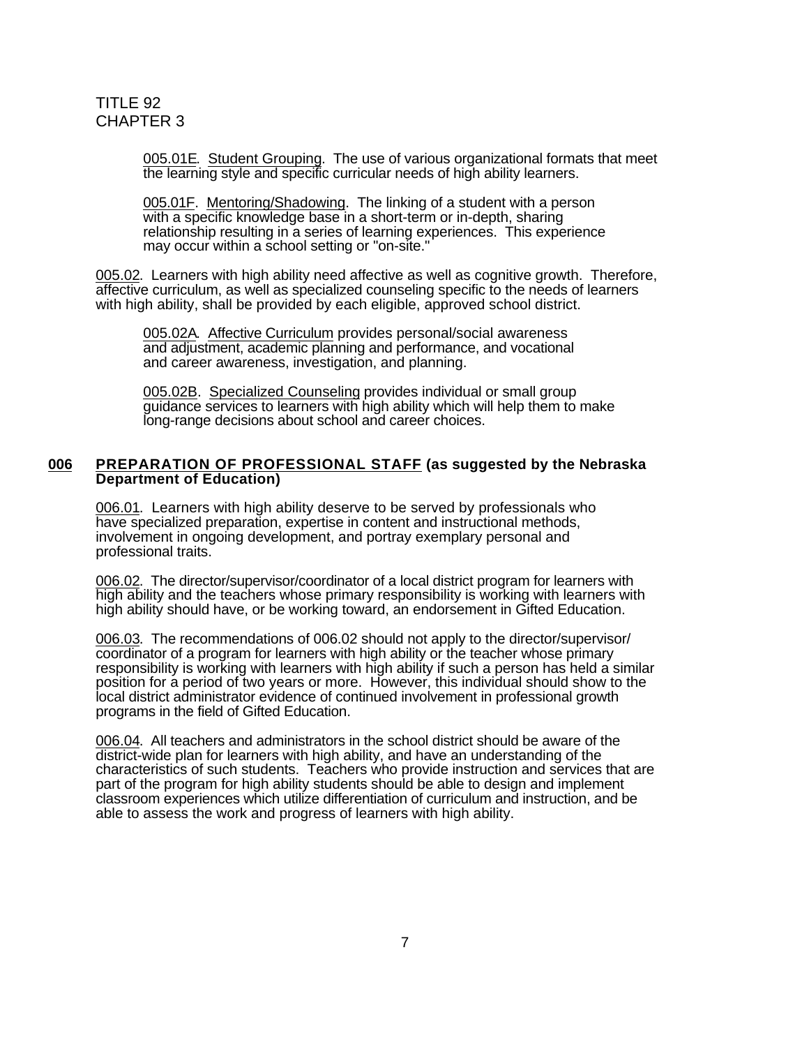005.01E. Student Grouping. The use of various organizational formats that meet the learning style and specific curricular needs of high ability learners.

005.01F. Mentoring/Shadowing. The linking of a student with a person with a specific knowledge base in a short-term or in-depth, sharing relationship resulting in a series of learning experiences. This experience may occur within a school setting or "on-site."

005.02. Learners with high ability need affective as well as cognitive growth. Therefore, affective curriculum, as well as specialized counseling specific to the needs of learners with high ability, shall be provided by each eligible, approved school district.

005.02A. Affective Curriculum provides personal/social awareness and adjustment, academic planning and performance, and vocational and career awareness, investigation, and planning.

005.02B. Specialized Counseling provides individual or small group guidance services to learners with high ability which will help them to make long-range decisions about school and career choices.

## 006 PREPARATION OF PROFESSIONAL STAFF (as suggested by the Nebraska Department of Education)

006.01. Learners with high ability deserve to be served by professionals who have specialized preparation, expertise in content and instructional methods, involvement in ongoing development, and portray exemplary personal and professional traits.

006.02. The director/supervisor/coordinator of a local district program for learners with high ability and the teachers whose primary responsibility is working with learners with high ability should have, or be working toward, an endorsement in Gifted Education.

006.03. The recommendations of 006.02 should not apply to the director/supervisor/coordinator of a program for learners with high ability or the teacher whose primary responsibility is working with learners with high ability if such a person has held a similar position for a period of two years or more. However, this individual should show to the local district administrator evidence of continued involvement in professional growth programs in the field of Gifted Education.

006.04. All teachers and administrators in the school district should be aware of the district-wide plan for learners with high ability, and have an understanding of the characteristics of such students. Teachers who provide instruction and services that are part of the program for high ability students should be able to design and implement classroom experiences which utilize differentiation of curriculum and instruction, and be able to assess the work and progress of learners with high ability.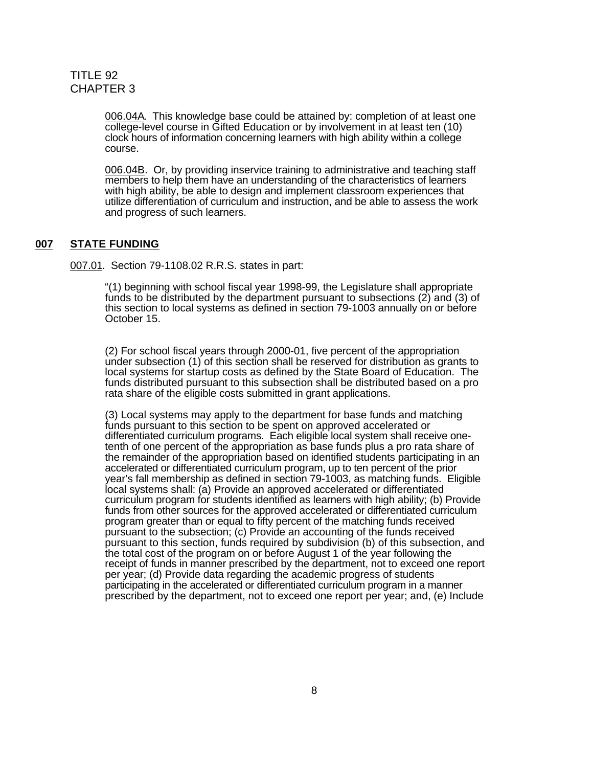006.04A. This knowledge base could be attained by: completion of at least one college-level course in Gifted Education or by involvement in at least ten (10) clock hours of information concerning learners with high ability within a college course.

006.04B. Or, by providing inservice training to administrative and teaching staff members to help them have an understanding of the characteristics of learners with high ability, be able to design and implement classroom experiences that utilize differentiation of curriculum and instruction, and be able to assess the work and progress of such learners.

## 007 STATE FUNDING

007.01. Section 79-1108.02 R.R.S. states in part:

"(1) beginning with school fiscal year 1998-99, the Legislature shall appropriate funds to be distributed by the department pursuant to subsections (2) and (3) of this section to local systems as defined in section 79-1003 annually on or before October 15.

(2) For school fiscal years through 2000-01, five percent of the appropriation under subsection (1) of this section shall be reserved for distribution as grants to local systems for startup costs as defined by the State Board of Education. The funds distributed pursuant to this subsection shall be distributed based on a pro rata share of the eligible costs submitted in grant applications.

(3) Local systems may apply to the department for base funds and matching funds pursuant to this section to be spent on approved accelerated or differentiated curriculum programs. Each eligible local system shall receive one-tenth of one percent of the appropriation as base funds plus a pro rata share of the remainder of the appropriation based on identified students participating in an accelerated or differentiated curriculum program, up to ten percent of the prior year's fall membership as defined in section 79-1003, as matching funds. Eligible local systems shall: (a) Provide an approved accelerated or differentiated curriculum program for students identified as learners with high ability; (b) Provide funds from other sources for the approved accelerated or differentiated curriculum program greater than or equal to fifty percent of the matching funds received pursuant to the subsection; (c) Provide an accounting of the funds received pursuant to this section, funds required by subdivision (b) of this subsection, and the total cost of the program on or before August 1 of the year following the receipt of funds in manner prescribed by the department, not to exceed one report per year; (d) Provide data regarding the academic progress of students participating in the accelerated or differentiated curriculum program in a manner prescribed by the department, not to exceed one report per year; and, (e) Include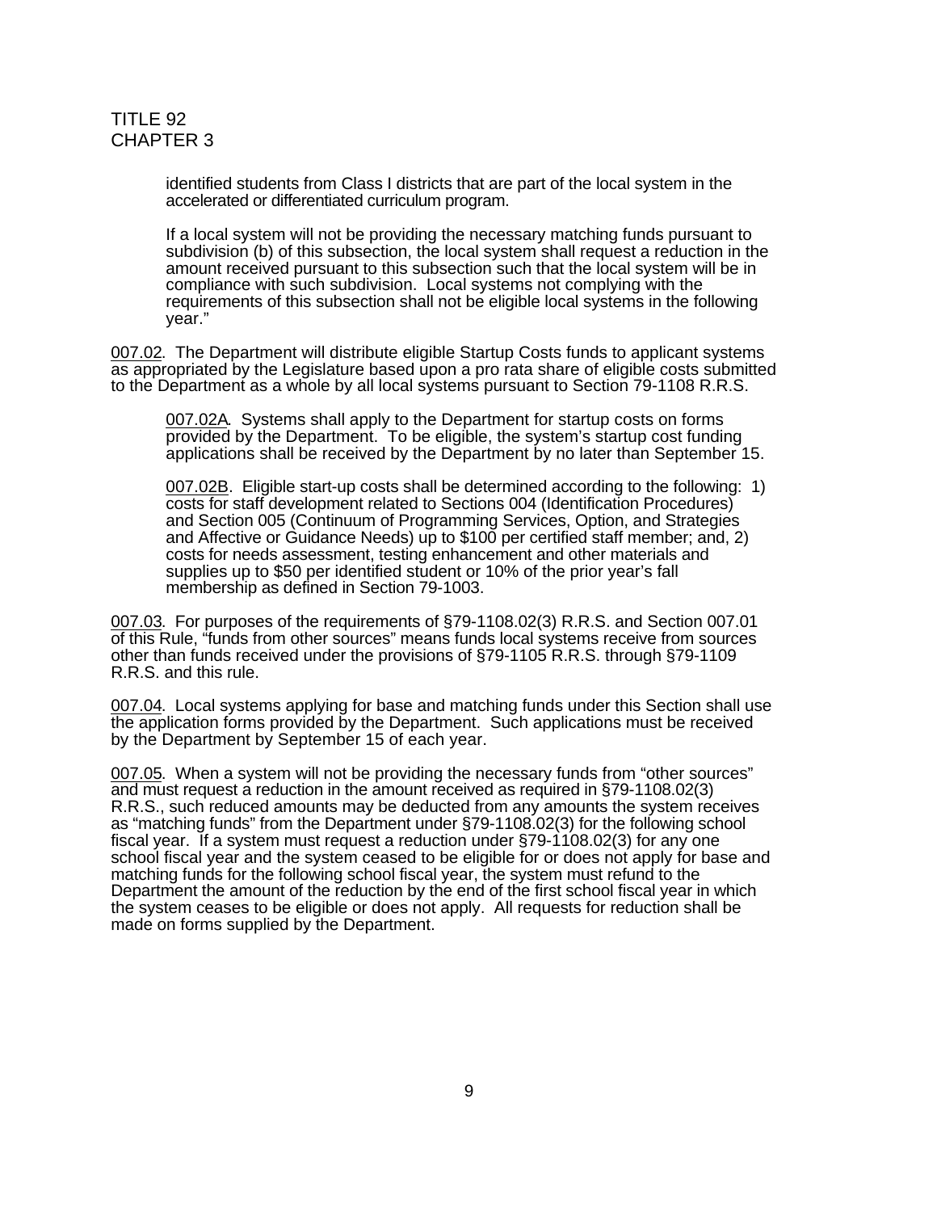identified students from Class I districts that are part of the local system in the accelerated or differentiated curriculum program.

If a local system will not be providing the necessary matching funds pursuant to subdivision (b) of this subsection, the local system shall request a reduction in the amount received pursuant to this subsection such that the local system will be in compliance with such subdivision. Local systems not complying with the requirements of this subsection shall not be eligible local systems in the following year."

007.02. The Department will distribute eligible Startup Costs funds to applicant systems as appropriated by the Legislature based upon a pro rata share of eligible costs submitted to the Department as a whole by all local systems pursuant to Section 79-1108 R.R.S.

007.02A. Systems shall apply to the Department for startup costs on forms provided by the Department. To be eligible, the system's startup cost funding applications shall be received by the Department by no later than September 15.

007.02B. Eligible start-up costs shall be determined according to the following: 1) costs for staff development related to Sections 004 (Identification Procedures) and Section 005 (Continuum of Programming Services, Option, and Strategies and Affective or Guidance Needs) up to $100 per certified staff member; and, 2) costs for needs assessment, testing enhancement and other materials and supplies up to $50 per identified student or 10% of the prior year's fall membership as defined in Section 79-1003.

007.03. For purposes of the requirements of §79-1108.02(3) R.R.S. and Section 007.01 of this Rule, "funds from other sources" means funds local systems receive from sources other than funds received under the provisions of §79-1105 R.R.S. through §79-1109 R.R.S. and this rule.

007.04. Local systems applying for base and matching funds under this Section shall use the application forms provided by the Department. Such applications must be received by the Department by September 15 of each year.

007.05. When a system will not be providing the necessary funds from "other sources" and must request a reduction in the amount received as required in §79-1108.02(3) R.R.S., such reduced amounts may be deducted from any amounts the system receives as "matching funds" from the Department under §79-1108.02(3) for the following school fiscal year. If a system must request a reduction under §79-1108.02(3) for any one school fiscal year and the system ceased to be eligible for or does not apply for base and matching funds for the following school fiscal year, the system must refund to the Department the amount of the reduction by the end of the first school fiscal year in which the system ceases to be eligible or does not apply. All requests for reduction shall be made on forms supplied by the Department.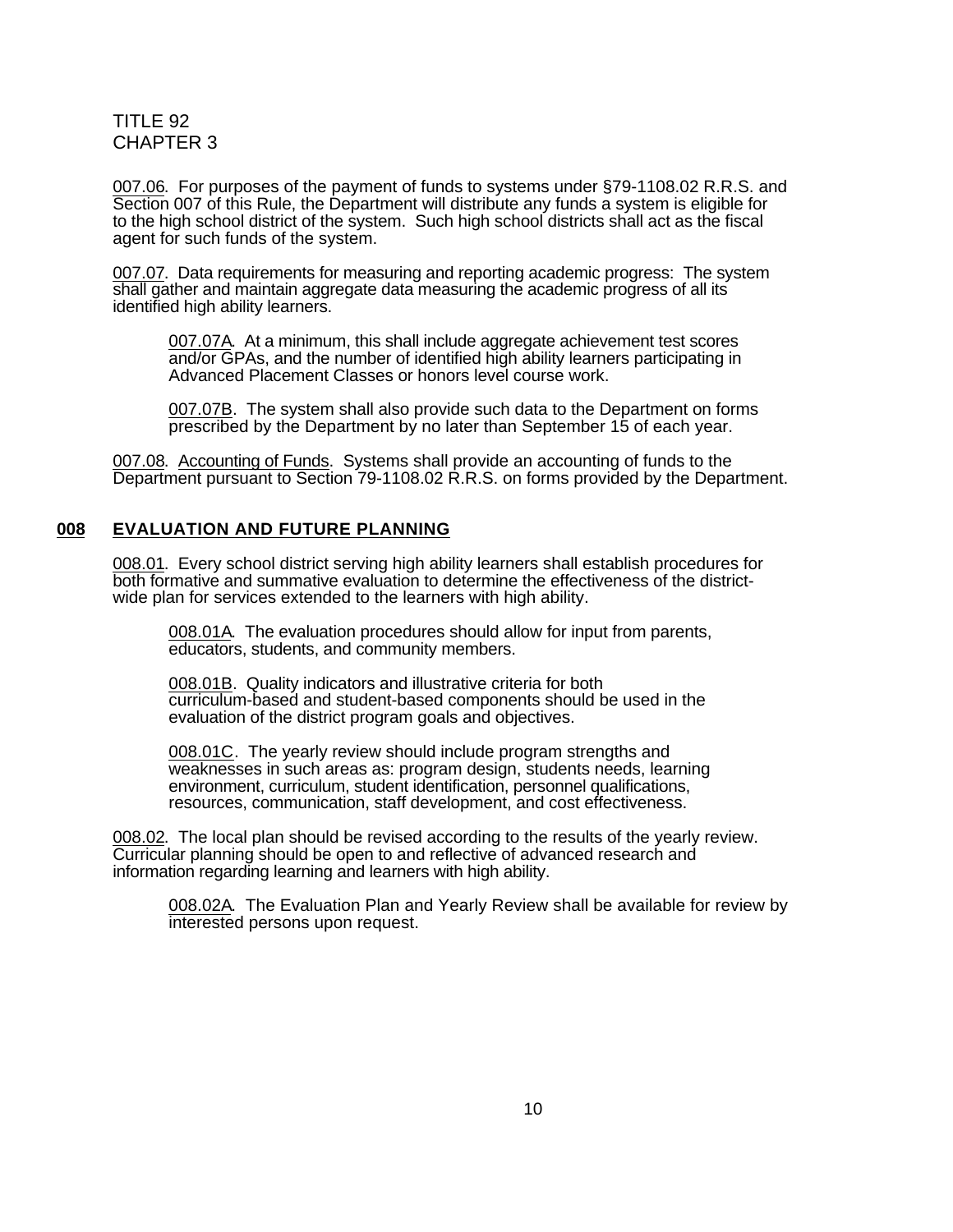007.06. For purposes of the payment of funds to systems under §79-1108.02 R.R.S. and Section 007 of this Rule, the Department will distribute any funds a system is eligible for to the high school district of the system. Such high school districts shall act as the fiscal agent for such funds of the system.

007.07. Data requirements for measuring and reporting academic progress: The system shall gather and maintain aggregate data measuring the academic progress of all its identified high ability learners.

> 007.07A. At a minimum, this shall include aggregate achievement test scores and/or GPAs, and the number of identified high ability learners participating in Advanced Placement Classes or honors level course work.
>
> 007.07B. The system shall also provide such data to the Department on forms prescribed by the Department by no later than September 15 of each year.

007.08. Accounting of Funds. Systems shall provide an accounting of funds to the Department pursuant to Section 79-1108.02 R.R.S. on forms provided by the Department.

## 008 EVALUATION AND FUTURE PLANNING

008.01. Every school district serving high ability learners shall establish procedures for both formative and summative evaluation to determine the effectiveness of the district-wide plan for services extended to the learners with high ability.

> 008.01A. The evaluation procedures should allow for input from parents, educators, students, and community members.
>
> 008.01B. Quality indicators and illustrative criteria for both curriculum-based and student-based components should be used in the evaluation of the district program goals and objectives.
>
> 008.01C. The yearly review should include program strengths and weaknesses in such areas as: program design, students needs, learning environment, curriculum, student identification, personnel qualifications, resources, communication, staff development, and cost effectiveness.

008.02. The local plan should be revised according to the results of the yearly review. Curricular planning should be open to and reflective of advanced research and information regarding learning and learners with high ability.

> 008.02A. The Evaluation Plan and Yearly Review shall be available for review by interested persons upon request.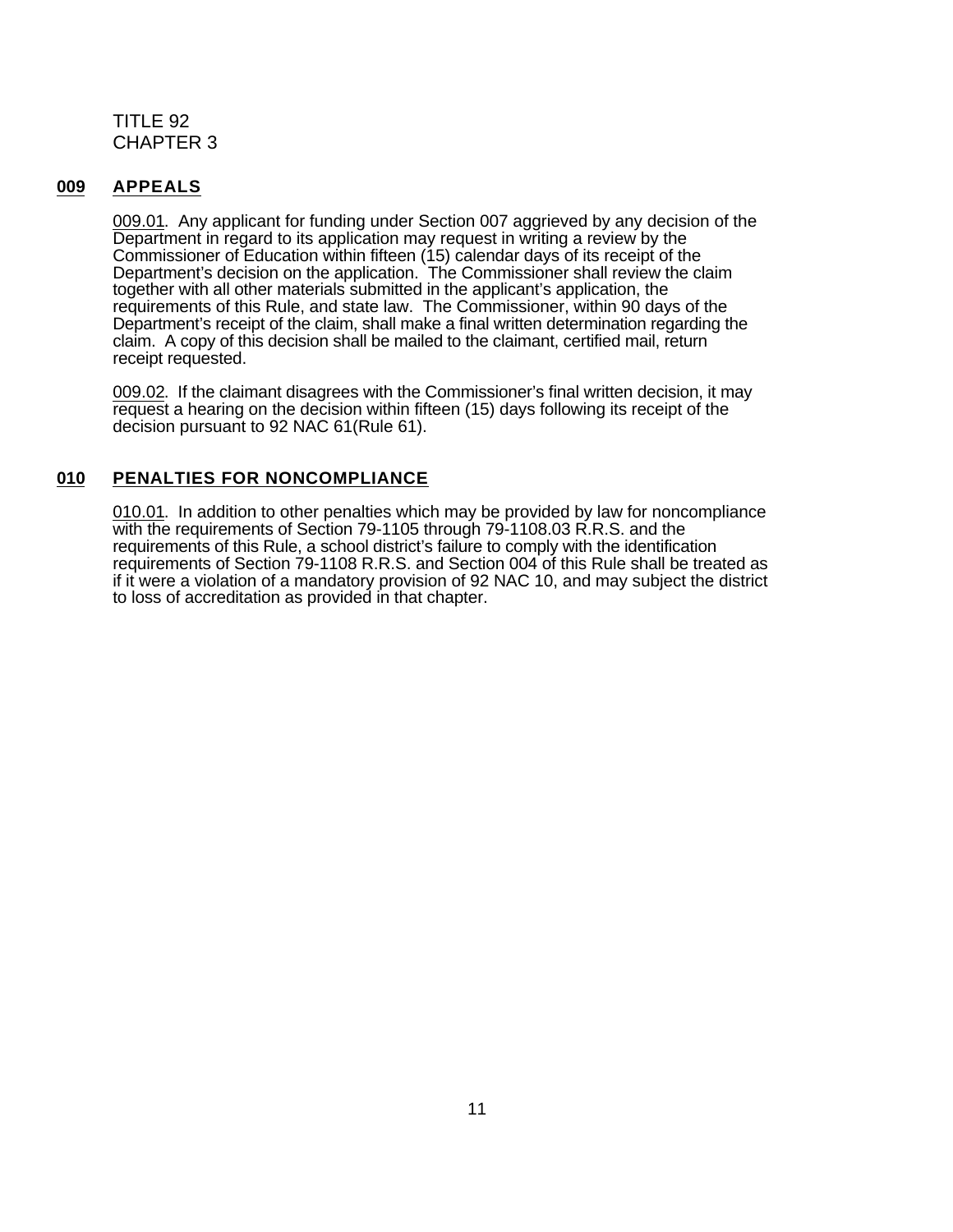TITLE 92
CHAPTER 3

## 009 APPEALS

009.01. Any applicant for funding under Section 007 aggrieved by any decision of the Department in regard to its application may request in writing a review by the Commissioner of Education within fifteen (15) calendar days of its receipt of the Department's decision on the application. The Commissioner shall review the claim together with all other materials submitted in the applicant's application, the requirements of this Rule, and state law. The Commissioner, within 90 days of the Department's receipt of the claim, shall make a final written determination regarding the claim. A copy of this decision shall be mailed to the claimant, certified mail, return receipt requested.

009.02. If the claimant disagrees with the Commissioner's final written decision, it may request a hearing on the decision within fifteen (15) days following its receipt of the decision pursuant to 92 NAC 61(Rule 61).

## 010 PENALTIES FOR NONCOMPLIANCE

010.01. In addition to other penalties which may be provided by law for noncompliance with the requirements of Section 79-1105 through 79-1108.03 R.R.S. and the requirements of this Rule, a school district's failure to comply with the identification requirements of Section 79-1108 R.R.S. and Section 004 of this Rule shall be treated as if it were a violation of a mandatory provision of 92 NAC 10, and may subject the district to loss of accreditation as provided in that chapter.